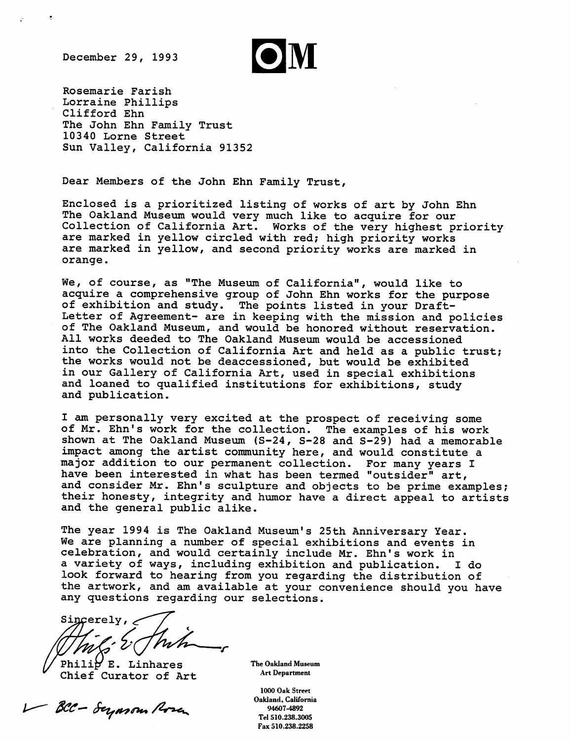December 29, 1993

OM

Rosemarie Farish
Lorraine Phillips
Clifford Ehn
The John Ehn Family Trust
10340 Lorne Street
Sun Valley, California 91352

Dear Members of the John Ehn Family Trust,

Enclosed is a prioritized listing of works of art by John Ehn The Oakland Museum would very much like to acquire for our Collection of California Art. Works of the very highest priority are marked in yellow circled with red; high priority works are marked in yellow, and second priority works are marked in orange.

We, of course, as "The Museum of California", would like to acquire a comprehensive group of John Ehn works for the purpose of exhibition and study. The points listed in your Draft-Letter of Agreement- are in keeping with the mission and policies of The Oakland Museum, and would be honored without reservation. All works deeded to The Oakland Museum would be accessioned into the Collection of California Art and held as a public trust; the works would not be deaccessioned, but would be exhibited in our Gallery of California Art, used in special exhibitions and loaned to qualified institutions for exhibitions, study and publication.

I am personally very excited at the prospect of receiving some of Mr. Ehn's work for the collection. The examples of his work shown at The Oakland Museum (S-24, S-28 and S-29) had a memorable impact among the artist community here, and would constitute a major addition to our permanent collection. For many years I have been interested in what has been termed "outsider" art, and consider Mr. Ehn's sculpture and objects to be prime examples; their honesty, integrity and humor have a direct appeal to artists and the general public alike.

The year 1994 is The Oakland Museum's 25th Anniversary Year. We are planning a number of special exhibitions and events in celebration, and would certainly include Mr. Ehn's work in a variety of ways, including exhibition and publication. I do look forward to hearing from you regarding the distribution of the artwork, and am available at your convenience should you have any questions regarding our selections.

Sincerely,

Philip E. Linhares
Chief Curator of Art

BCC- Seymour Rosen

**The Oakland Museum**
**Art Department**

1000 Oak Street
Oakland, California
94607-4892
Tel 510.238.3005
Fax 510.238.2258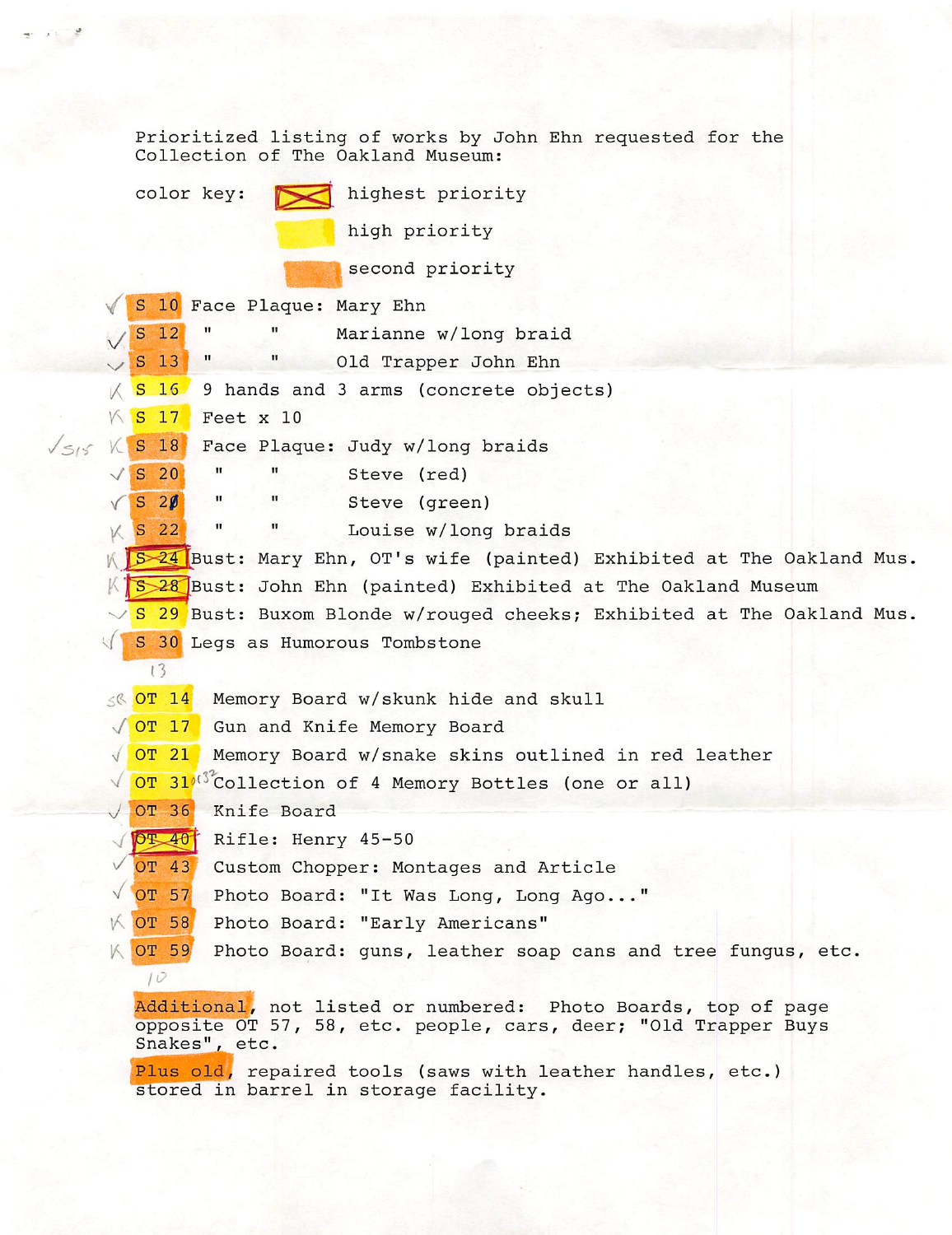Prioritized listing of works by John Ehn requested for the Collection of The Oakland Museum:

color key:

- highest priority
- high priority
- second priority

| | | |
|---|---|---|
| S 10 | Face Plaque: | Mary Ehn |
| S 12 | " " | Marianne w/long braid |
| S 13 | " " | Old Trapper John Ehn |
| S 16 | 9 hands and 3 arms (concrete objects) | |
| S 17 | Feet x 10 | |
| S 18 | Face Plaque: | Judy w/long braids |
| S 20 | " " | Steve (red) |
| S 2∅ | " " | Steve (green) |
| S 22 | " " | Louise w/long braids |
| S 24 | Bust: Mary Ehn, OT's wife (painted) Exhibited at The Oakland Mus. | |
| S 28 | Bust: John Ehn (painted) Exhibited at The Oakland Museum | |
| S 29 | Bust: Buxom Blonde w/rouged cheeks; Exhibited at The Oakland Mus. | |
| S 30 | Legs as Humorous Tombstone | |

13

| | |
|---|---|
| OT 14 | Memory Board w/skunk hide and skull |
| OT 17 | Gun and Knife Memory Board |
| OT 21 | Memory Board w/snake skins outlined in red leather |
| OT 31 (32) | Collection of 4 Memory Bottles (one or all) |
| OT 36 | Knife Board |
| OT 40 | Rifle: Henry 45-50 |
| OT 43 | Custom Chopper: Montages and Article |
| OT 57 | Photo Board: "It Was Long, Long Ago..." |
| OT 58 | Photo Board: "Early Americans" |
| OT 59 | Photo Board: guns, leather soap cans and tree fungus, etc. |

10

Additional, not listed or numbered: Photo Boards, top of page opposite OT 57, 58, etc. people, cars, deer; "Old Trapper Buys Snakes", etc.

Plus old, repaired tools (saws with leather handles, etc.) stored in barrel in storage facility.